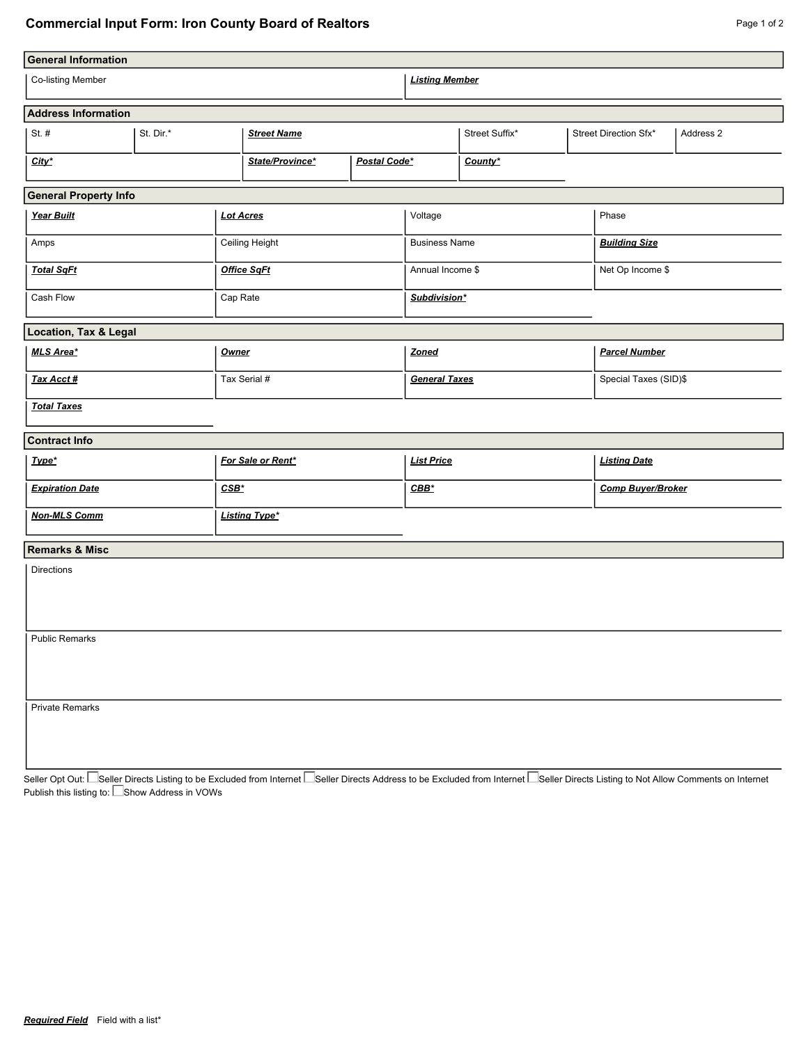# Commercial Input Form: Iron County Board of Realtors

## General Information

| Co-listing Member | ***Listing Member*** |
|---|---|
| | |

## Address Information

| St. # | St. Dir.* | ***Street Name*** | Street Suffix* | Street Direction Sfx* | Address 2 |
|---|---|---|---|---|---|
| | | | | | |

| ***City**** | ***State/Province**** | ***Postal Code**** | ***County**** |
|---|---|---|---|
| | | | |

## General Property Info

| | | | |
|---|---|---|---|
| ***Year Built*** | ***Lot Acres*** | Voltage | Phase |
| Amps | Ceiling Height | Business Name | ***Building Size*** |
| ***Total SqFt*** | ***Office SqFt*** | Annual Income $ | Net Op Income $ |
| Cash Flow | Cap Rate | ***Subdivision**** | |

## Location, Tax & Legal

| | | | |
|---|---|---|---|
| ***MLS Area**** | ***Owner*** | ***Zoned*** | ***Parcel Number*** |
| ***Tax Acct #*** | Tax Serial # | ***General Taxes*** | Special Taxes (SID)$ |
| ***Total Taxes*** | | | |

## Contract Info

| | | | |
|---|---|---|---|
| ***Type**** | ***For Sale or Rent**** | ***List Price*** | ***Listing Date*** |
| ***Expiration Date*** | ***CSB**** | ***CBB**** | ***Comp Buyer/Broker*** |
| ***Non-MLS Comm*** | ***Listing Type**** | | |

## Remarks & Misc

Directions

Public Remarks

Private Remarks

Seller Opt Out: ☐ Seller Directs Listing to be Excluded from Internet ☐ Seller Directs Address to be Excluded from Internet ☐ Seller Directs Listing to Not Allow Comments on Internet

Publish this listing to: ☐ Show Address in VOWs

***Required Field***    Field with a list*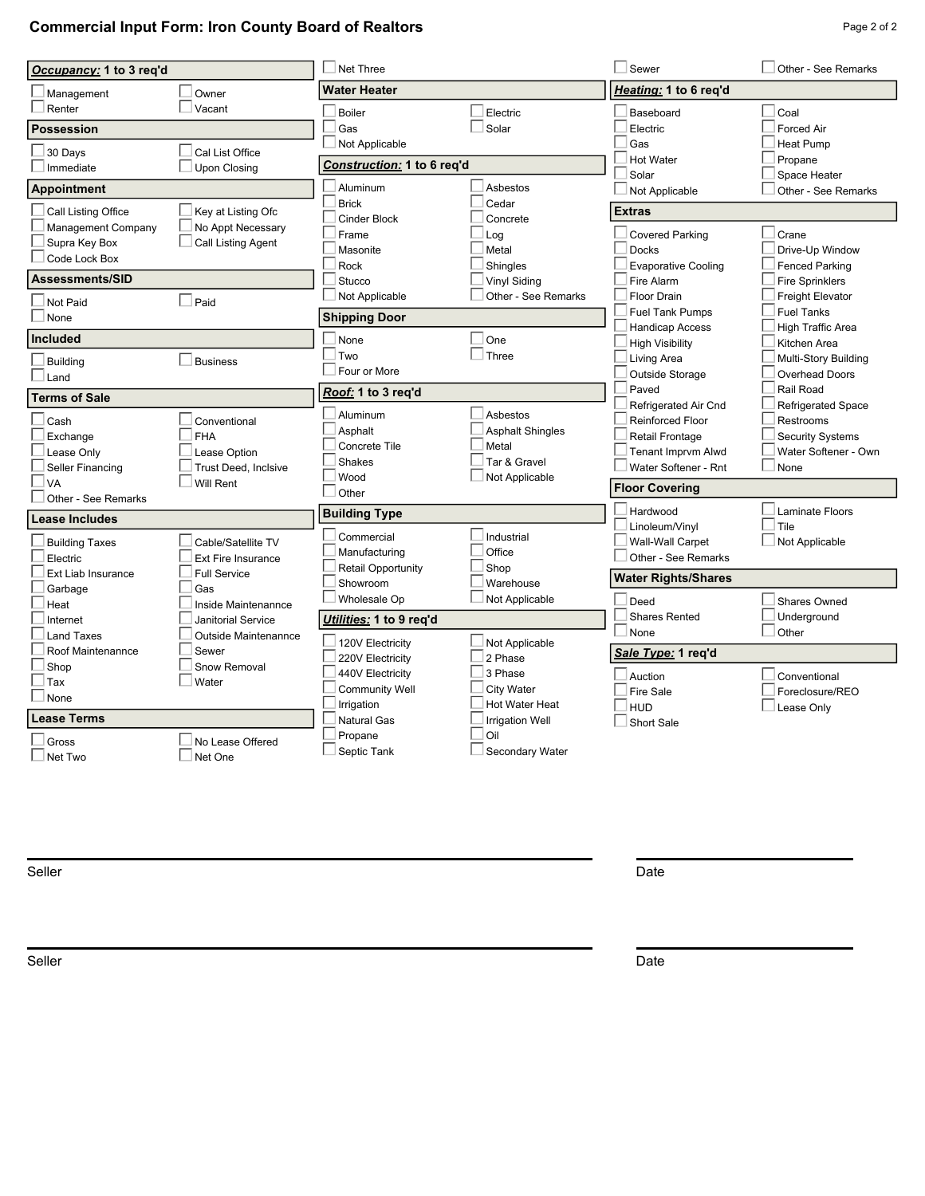# Commercial Input Form: Iron County Board of Realtors

## *Occupancy:* 1 to 3 req'd

- ☐ Management
- ☐ Owner
- ☐ Renter
- ☐ Vacant

## Possession

- ☐ 30 Days
- ☐ Cal List Office
- ☐ Immediate
- ☐ Upon Closing

## Appointment

- ☐ Call Listing Office
- ☐ Key at Listing Ofc
- ☐ Management Company
- ☐ No Appt Necessary
- ☐ Supra Key Box
- ☐ Call Listing Agent
- ☐ Code Lock Box

## Assessments/SID

- ☐ Not Paid
- ☐ Paid
- ☐ None

## Included

- ☐ Building
- ☐ Business
- ☐ Land

## Terms of Sale

- ☐ Cash
- ☐ Conventional
- ☐ Exchange
- ☐ FHA
- ☐ Lease Only
- ☐ Lease Option
- ☐ Seller Financing
- ☐ Trust Deed, Inclsive
- ☐ VA
- ☐ Will Rent
- ☐ Other - See Remarks

## Lease Includes

- ☐ Building Taxes
- ☐ Cable/Satellite TV
- ☐ Electric
- ☐ Ext Fire Insurance
- ☐ Ext Liab Insurance
- ☐ Full Service
- ☐ Garbage
- ☐ Gas
- ☐ Heat
- ☐ Inside Maintenannce
- ☐ Internet
- ☐ Janitorial Service
- ☐ Land Taxes
- ☐ Outside Maintenannce
- ☐ Roof Maintenannce
- ☐ Sewer
- ☐ Shop
- ☐ Snow Removal
- ☐ Tax
- ☐ Water
- ☐ None

## Lease Terms

- ☐ Gross
- ☐ No Lease Offered
- ☐ Net Two
- ☐ Net One
- ☐ Net Three

## Water Heater

- ☐ Boiler
- ☐ Electric
- ☐ Gas
- ☐ Solar
- ☐ Not Applicable

## *Construction:* 1 to 6 req'd

- ☐ Aluminum
- ☐ Asbestos
- ☐ Brick
- ☐ Cedar
- ☐ Cinder Block
- ☐ Concrete
- ☐ Frame
- ☐ Log
- ☐ Masonite
- ☐ Metal
- ☐ Rock
- ☐ Shingles
- ☐ Stucco
- ☐ Vinyl Siding
- ☐ Not Applicable
- ☐ Other - See Remarks

## Shipping Door

- ☐ None
- ☐ One
- ☐ Two
- ☐ Three
- ☐ Four or More

## *Roof:* 1 to 3 req'd

- ☐ Aluminum
- ☐ Asbestos
- ☐ Asphalt
- ☐ Asphalt Shingles
- ☐ Concrete Tile
- ☐ Metal
- ☐ Shakes
- ☐ Tar & Gravel
- ☐ Wood
- ☐ Not Applicable
- ☐ Other

## Building Type

- ☐ Commercial
- ☐ Industrial
- ☐ Manufacturing
- ☐ Office
- ☐ Retail Opportunity
- ☐ Shop
- ☐ Showroom
- ☐ Warehouse
- ☐ Wholesale Op
- ☐ Not Applicable

## *Utilities:* 1 to 9 req'd

- ☐ 120V Electricity
- ☐ Not Applicable
- ☐ 220V Electricity
- ☐ 2 Phase
- ☐ 440V Electricity
- ☐ 3 Phase
- ☐ Community Well
- ☐ City Water
- ☐ Irrigation
- ☐ Hot Water Heat
- ☐ Natural Gas
- ☐ Irrigation Well
- ☐ Propane
- ☐ Oil
- ☐ Septic Tank
- ☐ Secondary Water
- ☐ Sewer
- ☐ Other - See Remarks

## *Heating:* 1 to 6 req'd

- ☐ Baseboard
- ☐ Coal
- ☐ Electric
- ☐ Forced Air
- ☐ Gas
- ☐ Heat Pump
- ☐ Hot Water
- ☐ Propane
- ☐ Solar
- ☐ Space Heater
- ☐ Not Applicable
- ☐ Other - See Remarks

## Extras

- ☐ Covered Parking
- ☐ Crane
- ☐ Docks
- ☐ Drive-Up Window
- ☐ Evaporative Cooling
- ☐ Fenced Parking
- ☐ Fire Alarm
- ☐ Fire Sprinklers
- ☐ Floor Drain
- ☐ Freight Elevator
- ☐ Fuel Tank Pumps
- ☐ Fuel Tanks
- ☐ Handicap Access
- ☐ High Traffic Area
- ☐ High Visibility
- ☐ Kitchen Area
- ☐ Living Area
- ☐ Multi-Story Building
- ☐ Outside Storage
- ☐ Overhead Doors
- ☐ Paved
- ☐ Rail Road
- ☐ Refrigerated Air Cnd
- ☐ Refrigerated Space
- ☐ Reinforced Floor
- ☐ Restrooms
- ☐ Retail Frontage
- ☐ Security Systems
- ☐ Tenant Imprvm Alwd
- ☐ Water Softener - Own
- ☐ Water Softener - Rnt
- ☐ None

## Floor Covering

- ☐ Hardwood
- ☐ Laminate Floors
- ☐ Linoleum/Vinyl
- ☐ Tile
- ☐ Wall-Wall Carpet
- ☐ Not Applicable
- ☐ Other - See Remarks

## Water Rights/Shares

- ☐ Deed
- ☐ Shares Owned
- ☐ Shares Rented
- ☐ Underground
- ☐ None
- ☐ Other

## *Sale Type:* 1 req'd

- ☐ Auction
- ☐ Conventional
- ☐ Fire Sale
- ☐ Foreclosure/REO
- ☐ HUD
- ☐ Lease Only
- ☐ Short Sale

---

Seller ______________________________ Date ______________

Seller ______________________________ Date ______________